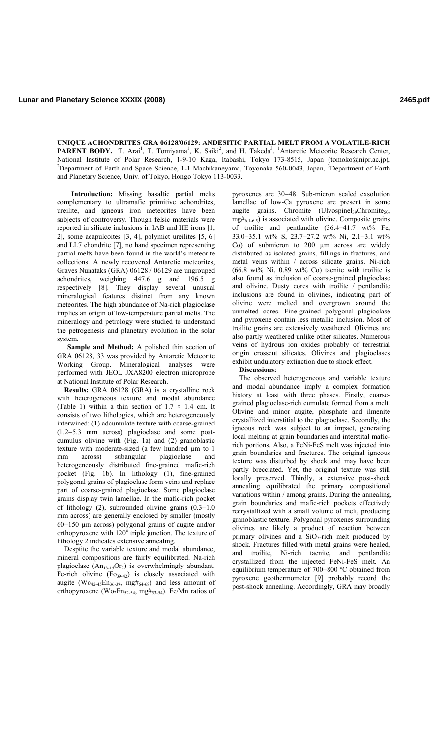# UNIQUE ACHONDRITES GRA 06128/06129: ANDESITIC PARTIAL MELT FROM A VOLATILE-RICH PARENT BODY.

T. Arai[1], T. Tomiyama[1], K. Saiki[2], and H. Takeda[3]. [1]Antarctic Meteorite Research Center, National Institute of Polar Research, 1-9-10 Kaga, Itabashi, Tokyo 173-8515, Japan (tomoko@nipr.ac.jp), [2]Department of Earth and Space Science, 1-1 Machikaneyama, Toyonaka 560-0043, Japan, [3]Department of Earth and Planetary Science, Univ. of Tokyo, Hongo Tokyo 113-0033.

**Introduction:** Missing basaltic partial melts complementary to ultramafic primitive achondrites, ureilite, and igneous iron meteorites have been subjects of controversy. Though felsic materials were reported in silicate inclusions in IAB and IIE irons [1, 2], some acapulcoites [3, 4], polymict ureilites [5, 6] and LL7 chondrite [7], no hand specimen representing partial melts have been found in the world's meteorite collections. A newly recovered Antarctic meteorites, Graves Nunataks (GRA) 06128 / 06129 are ungrouped achondrites, weighing 447.6 g and 196.5 g respectively [8]. They display several unusual mineralogical features distinct from any known meteorites. The high abundance of Na-rich plagioclase implies an origin of low-temperature partial melts. The mineralogy and petrology were studied to understand the petrogenesis and planetary evolution in the solar system.

**Sample and Method:** A polished thin section of GRA 06128, 33 was provided by Antarctic Meteorite Working Group. Mineralogical analyses were performed with JEOL JXA8200 electron microprobe at National Institute of Polar Research.

**Results:** GRA 06128 (GRA) is a crystalline rock with heterogeneous texture and modal abundance (Table 1) within a thin section of 1.7 × 1.4 cm. It consists of two lithologies, which are heterogeneously interwined: (1) adcumulate texture with coarse-grained (1.2−5.3 mm across) plagioclase and some post-cumulus olivine with (Fig. 1a) and (2) granoblastic texture with moderate-sized (a few hundred µm to 1 mm across) subangular plagioclase and heterogeneously distributed fine-grained mafic-rich pocket (Fig. 1b). In lithology (1), fine-grained polygonal grains of plagioclase form veins and replace part of coarse-grained plagioclase. Some plagioclase grains display twin lamellae. In the mafic-rich pocket of lithology (2), subrounded olivine grains (0.3−1.0 mm across) are generally enclosed by smaller (mostly 60−150 µm across) polygonal grains of augite and/or orthopyroxene with 120° triple junction. The texture of lithology 2 indicates extensive annealing.

Desptite the variable texture and modal abundance, mineral compositions are fairly equilibrated. Na-rich plagioclase ($An_{13\text{-}15}Or_2$) is overwhelmingly abundant. Fe-rich olivine ($Fo_{39\text{-}42}$) is closely associated with augite ($Wo_{42\text{-}45}En_{36\text{-}39}$, $mg\#_{64\text{-}68}$) and less amount of orthopyroxene ($Wo_2En_{52\text{-}54}$, $mg\#_{53\text{-}54}$). Fe/Mn ratios of pyroxenes are 30−48. Sub-micron scaled exsolution lamellae of low-Ca pyroxene are present in some augite grains. Chromite ($Ulvospinel_{39}Chromite_{50}$, $mg\#_{6.1\text{-}6.5}$) is associated with olivine. Composite grains of troilite and pentlandite (36.4−41.7 wt% Fe, 33.0−35.1 wt% S, 23.7−27.2 wt% Ni, 2.1−3.1 wt% Co) of submicron to 200 µm across are widely distributed as isolated grains, fillings in fractures, and metal veins within / across silicate grains. Ni-rich (66.8 wt% Ni, 0.89 wt% Co) taenite with troilite is also found as inclusion of coarse-grained plagioclase and olivine. Dusty cores with troilite / pentlandite inclusions are found in olivines, indicating part of olivine were melted and overgrown around the unmelted cores. Fine-grained polygonal plagioclase and pyroxene contain less metallic inclusion. Most of troilite grains are extensively weathered. Olivines are also partly weathered unlike other silicates. Numerous veins of hydrous ion oxides probably of terrestrial origin crosscut silicates. Olivines and plagioclases exhibit undulatory extinction due to shock effect.

**Discussions:**

The observed heterogeneous and variable texture and modal abundance imply a complex formation history at least with three phases. Firstly, coarse-grained plagioclase-rich cumulate formed from a melt. Olivine and minor augite, phosphate and ilmenite crystallized interstitial to the plagioclase. Secondly, the igneous rock was subject to an impact, generating local melting at grain boundaries and interstitial mafic-rich portions. Also, a FeNi-FeS melt was injected into grain boundaries and fractures. The original igneous texture was disturbed by shock and may have been partly brecciated. Yet, the original texture was still locally preserved. Thirdly, a extensive post-shock annealing equilibrated the primary compositional variations within / among grains. During the annealing, grain boundaries and mafic-rich pockets effectively recrystallized with a small volume of melt, producing granoblastic texture. Polygonal pyroxenes surrounding olivines are likely a product of reaction between primary olivines and a $SiO_2$-rich melt produced by shock. Fractures filled with metal grains were healed, and troilite, Ni-rich taenite, and pentlandite crystallized from the injected FeNi-FeS melt. An equilibrium temperature of 700−800 °C obtained from pyroxene geothermometer [9] probably record the post-shock annealing. Accordingly, GRA may broadly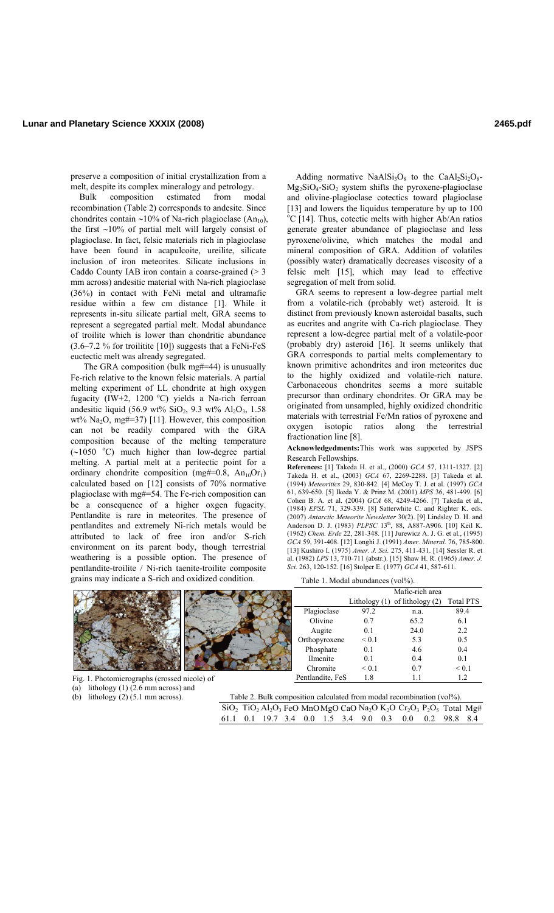preserve a composition of initial crystallization from a melt, despite its complex mineralogy and petrology.

Bulk composition estimated from modal recombination (Table 2) corresponds to andesite. Since chondrites contain ~10% of Na-rich plagioclase ($An_{10}$), the first ~10% of partial melt will largely consist of plagioclase. In fact, felsic materials rich in plagioclase have been found in acapulcoite, ureilite, silicate inclusion of iron meteorites. Silicate inclusions in Caddo County IAB iron contain a coarse-grained (> 3 mm across) andesitic material with Na-rich plagioclase (36%) in contact with FeNi metal and ultramafic residue within a few cm distance [1]. While it represents in-situ silicate partial melt, GRA seems to represent a segregated partial melt. Modal abundance of troilite which is lower than chondritic abundance (3.6–7.2 % for troilitite [10]) suggests that a FeNi-FeS euctectic melt was already segregated.

The GRA composition (bulk mg#=44) is unusually Fe-rich relative to the known felsic materials. A partial melting experiment of LL chondrite at high oxygen fugacity (IW+2, 1200 °C) yields a Na-rich ferroan andesitic liquid (56.9 wt% $SiO_2$, 9.3 wt% $Al_2O_3$, 1.58 wt% $Na_2O$, mg#=37) [11]. However, this composition can not be readily compared with the GRA composition because of the melting temperature (~1050 °C) much higher than low-degree partial melting. A partial melt at a peritectic point for a ordinary chondrite composition (mg#=0.8, $An_{10}Or_1$) calculated based on [12] consists of 70% normative plagioclase with mg#=54. The Fe-rich composition can be a consequence of a higher oxgen fugacity. Pentlandite is rare in meteorites. The presence of pentlandites and extremely Ni-rich metals would be attributed to lack of free iron and/or S-rich environment on its parent body, though terrestrial weathering is a possible option. The presence of pentlandite-troilite / Ni-rich taenite-troilite composite grains may indicate a S-rich and oxidized condition.

Adding normative $NaAlSi_3O_8$ to the $CaAl_2Si_2O_8$-$Mg_2SiO_4$-$SiO_2$ system shifts the pyroxene-plagioclase and olivine-plagioclase cotectics toward plagioclase [13] and lowers the liquidus temperature by up to 100 °C [14]. Thus, cotectic melts with higher Ab/An ratios generate greater abundance of plagioclase and less pyroxene/olivine, which matches the modal and mineral composition of GRA. Addition of volatiles (possibly water) dramatically decreases viscosity of a felsic melt [15], which may lead to effective segregation of melt from solid.

GRA seems to represent a low-degree partial melt from a volatile-rich (probably wet) asteroid. It is distinct from previously known asteroidal basalts, such as eucrites and angrite with Ca-rich plagioclase. They represent a low-degree partial melt of a volatile-poor (probably dry) asteroid [16]. It seems unlikely that GRA corresponds to partial melts complementary to known primitive achondrites and iron meteorites due to the highly oxidized and volatile-rich nature. Carbonaceous chondrites seems a more suitable precursor than ordinary chondrites. Or GRA may be originated from unsampled, highly oxidized chondritic materials with terrestrial Fe/Mn ratios of pyroxene and oxygen isotopic ratios along the terrestrial fractionation line [8].

**Acknowledgedgements:** This work was supported by JSPS Research Fellowships.

**References:** [1] Takeda H. et al., (2000) *GCA* 57, 1311-1327. [2] Takeda H. et al., (2003) *GCA* 67, 2269-2288. [3] Takeda et al. (1994) *Meteoritics* 29, 830-842. [4] McCoy T. J. et al. (1997) *GCA* 61, 639-650. [5] Ikeda Y. & Prinz M. (2001) *MPS* 36, 481-499. [6] Cohen B. A. et al. (2004) *GCA* 68, 4249-4266. [7] Takeda et al., (1984) *EPSL* 71, 329-339. [8] Satterwhite C. and Righter K. eds. (2007) *Antarctic Meteorite Newsletter* 30(2). [9] Lindsley D. H. and Anderson D. J. (1983) *PLPSC* 13th, 88, A887-A906. [10] Keil K. (1962) *Chem. Erde* 22, 281-348. [11] Jurewicz A. J. G. et al., (1995) *GCA* 59, 391-408. [12] Longhi J. (1991) *Amer. Mineral.* 76, 785-800. [13] Kushiro I. (1975) *Amer. J. Sci.* 275, 411-431. [14] Sessler R. et al. (1982) *LPS* 13, 710-711 (abstr.). [15] Shaw H. R. (1965) *Amer. J. Sci.* 263, 120-152. [16] Stolper E. (1977) *GCA* 41, 587-611.

Fig. 1. Photomicrographs (crossed nicole) of
(a) lithology (1) (2.6 mm across) and
(b) lithology (2) (5.1 mm across).

Table 1. Modal abundances (vol%).

| | Lithology (1) | Mafic-rich area of lithology (2) | Total PTS |
|---|---|---|---|
| Plagioclase | 97.2 | n.a. | 89.4 |
| Olivine | 0.7 | 65.2 | 6.1 |
| Augite | 0.1 | 24.0 | 2.2 |
| Orthopyroxene | < 0.1 | 5.3 | 0.5 |
| Phosphate | 0.1 | 4.6 | 0.4 |
| Ilmenite | 0.1 | 0.4 | 0.1 |
| Chromite | < 0.1 | 0.7 | < 0.1 |
| Pentlandite, FeS | 1.8 | 1.1 | 1.2 |

Table 2. Bulk composition calculated from modal recombination (vol%).

| $SiO_2$ | $TiO_2$ | $Al_2O_3$ | FeO | MnO | MgO | CaO | $Na_2O$ | $K_2O$ | $Cr_2O_3$ | $P_2O_5$ | Total | Mg# |
|---|---|---|---|---|---|---|---|---|---|---|---|---|
| 61.1 | 0.1 | 19.7 | 3.4 | 0.0 | 1.5 | 3.4 | 9.0 | 0.3 | 0.0 | 0.2 | 98.8 | 8.4 |